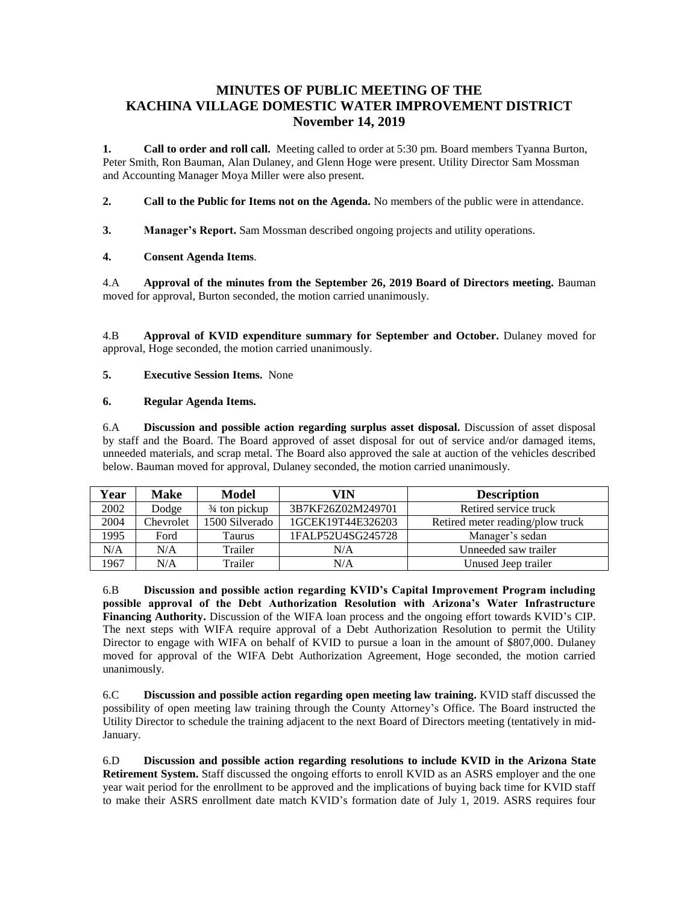# MINUTES OF PUBLIC MEETING OF THE KACHINA VILLAGE DOMESTIC WATER IMPROVEMENT DISTRICT November 14, 2019

**1. Call to order and roll call.** Meeting called to order at 5:30 pm. Board members Tyanna Burton, Peter Smith, Ron Bauman, Alan Dulaney, and Glenn Hoge were present. Utility Director Sam Mossman and Accounting Manager Moya Miller were also present.

**2. Call to the Public for Items not on the Agenda.** No members of the public were in attendance.

**3. Manager's Report.** Sam Mossman described ongoing projects and utility operations.

**4. Consent Agenda Items**.

4.A **Approval of the minutes from the September 26, 2019 Board of Directors meeting.** Bauman moved for approval, Burton seconded, the motion carried unanimously.

4.B **Approval of KVID expenditure summary for September and October.** Dulaney moved for approval, Hoge seconded, the motion carried unanimously.

**5. Executive Session Items.** None

**6. Regular Agenda Items.**

6.A **Discussion and possible action regarding surplus asset disposal.** Discussion of asset disposal by staff and the Board. The Board approved of asset disposal for out of service and/or damaged items, unneeded materials, and scrap metal. The Board also approved the sale at auction of the vehicles described below. Bauman moved for approval, Dulaney seconded, the motion carried unanimously.

| Year | Make | Model | VIN | Description |
|---|---|---|---|---|
| 2002 | Dodge | ¾ ton pickup | 3B7KF26Z02M249701 | Retired service truck |
| 2004 | Chevrolet | 1500 Silverado | 1GCEK19T44E326203 | Retired meter reading/plow truck |
| 1995 | Ford | Taurus | 1FALP52U4SG245728 | Manager's sedan |
| N/A | N/A | Trailer | N/A | Unneeded saw trailer |
| 1967 | N/A | Trailer | N/A | Unused Jeep trailer |

6.B **Discussion and possible action regarding KVID's Capital Improvement Program including possible approval of the Debt Authorization Resolution with Arizona's Water Infrastructure Financing Authority.** Discussion of the WIFA loan process and the ongoing effort towards KVID's CIP. The next steps with WIFA require approval of a Debt Authorization Resolution to permit the Utility Director to engage with WIFA on behalf of KVID to pursue a loan in the amount of $807,000. Dulaney moved for approval of the WIFA Debt Authorization Agreement, Hoge seconded, the motion carried unanimously.

6.C **Discussion and possible action regarding open meeting law training.** KVID staff discussed the possibility of open meeting law training through the County Attorney's Office. The Board instructed the Utility Director to schedule the training adjacent to the next Board of Directors meeting (tentatively in mid-January.

6.D **Discussion and possible action regarding resolutions to include KVID in the Arizona State Retirement System.** Staff discussed the ongoing efforts to enroll KVID as an ASRS employer and the one year wait period for the enrollment to be approved and the implications of buying back time for KVID staff to make their ASRS enrollment date match KVID's formation date of July 1, 2019. ASRS requires four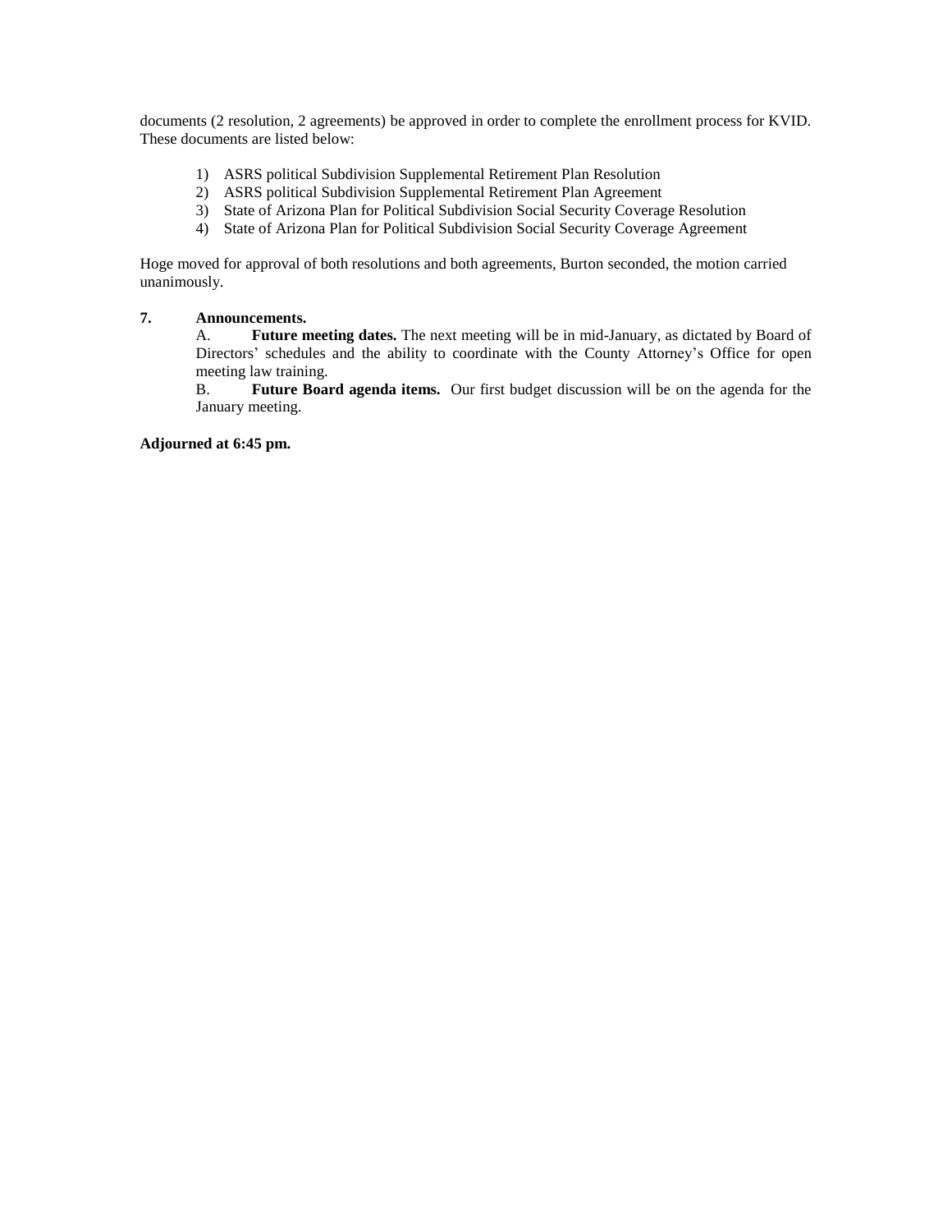documents (2 resolution, 2 agreements) be approved in order to complete the enrollment process for KVID. These documents are listed below:

1) ASRS political Subdivision Supplemental Retirement Plan Resolution
2) ASRS political Subdivision Supplemental Retirement Plan Agreement
3) State of Arizona Plan for Political Subdivision Social Security Coverage Resolution
4) State of Arizona Plan for Political Subdivision Social Security Coverage Agreement

Hoge moved for approval of both resolutions and both agreements, Burton seconded, the motion carried unanimously.

**7. Announcements.**

A. **Future meeting dates.** The next meeting will be in mid-January, as dictated by Board of Directors' schedules and the ability to coordinate with the County Attorney's Office for open meeting law training.

B. **Future Board agenda items.** Our first budget discussion will be on the agenda for the January meeting.

**Adjourned at 6:45 pm.**